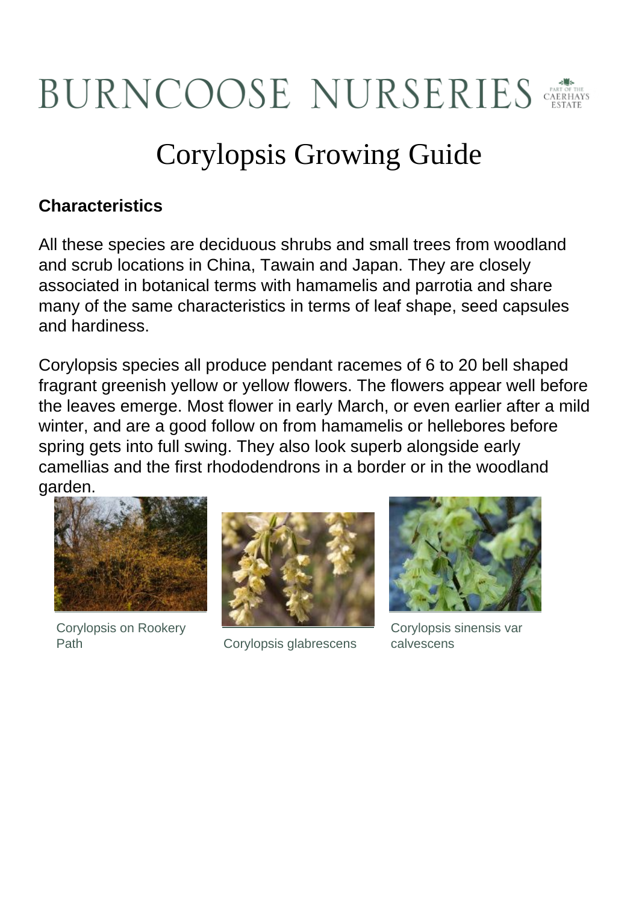BURNCOOSE NURSERIES

# Corylopsis Growing Guide

**Characteristics**

All these species are deciduous shrubs and small trees from woodland and scrub locations in China, Tawain and Japan. They are closely associated in botanical terms with hamamelis and parrotia and share many of the same characteristics in terms of leaf shape, seed capsules and hardiness.

Corylopsis species all produce pendant racemes of 6 to 20 bell shaped fragrant greenish yellow or yellow flowers. The flowers appear well before the leaves emerge. Most flower in early March, or even earlier after a mild winter, and are a good follow on from hamamelis or hellebores before spring gets into full swing. They also look superb alongside early camellias and the first rhododendrons in a border or in the woodland garden.

Corylopsis on Rookery Path

Corylopsis glabrescens

Corylopsis sinensis var calvescens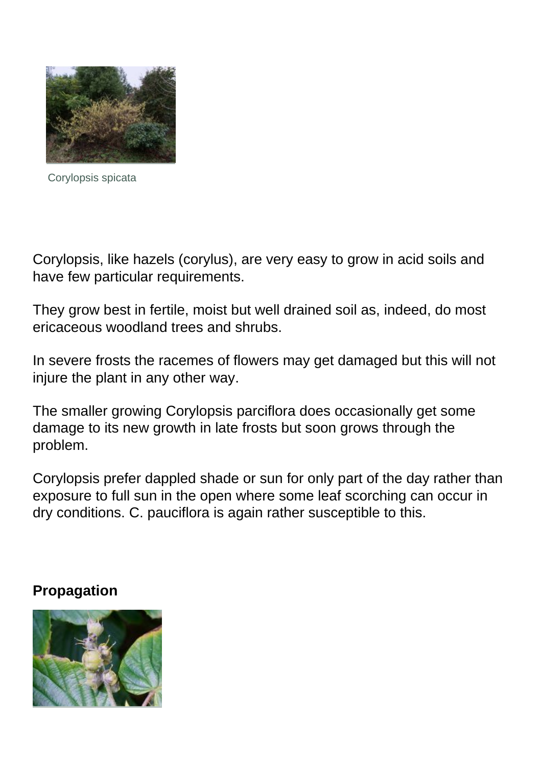Corylopsis spicata

Corylopsis, like hazels (corylus), are very easy to grow in acid soils and have few particular requirements.

They grow best in fertile, moist but well drained soil as, indeed, do most ericaceous woodland trees and shrubs.

In severe frosts the racemes of flowers may get damaged but this will not injure the plant in any other way.

The smaller growing Corylopsis parciflora does occasionally get some damage to its new growth in late frosts but soon grows through the problem.

Corylopsis prefer dappled shade or sun for only part of the day rather than exposure to full sun in the open where some leaf scorching can occur in dry conditions. C. pauciflora is again rather susceptible to this.

**Propagation**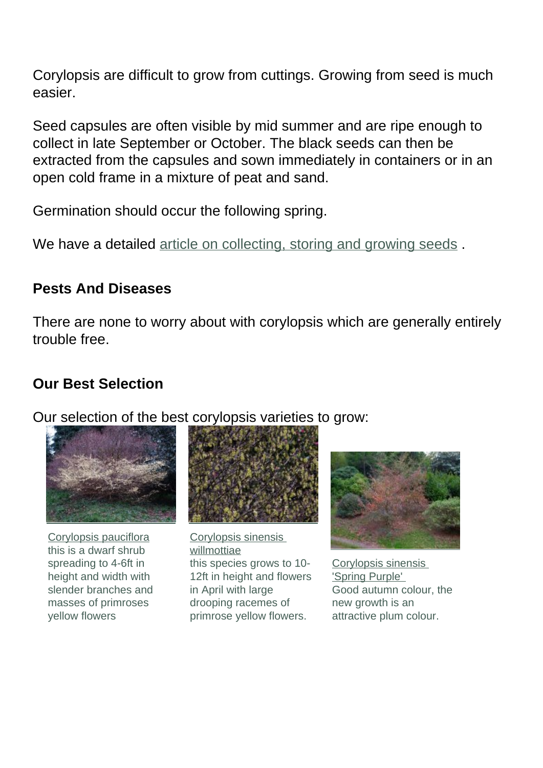Corylopsis are difficult to grow from cuttings. Growing from seed is much easier.

Seed capsules are often visible by mid summer and are ripe enough to collect in late September or October. The black seeds can then be extracted from the capsules and sown immediately in containers or in an open cold frame in a mixture of peat and sand.

Germination should occur the following spring.

We have a detailed article on collecting, storing and growing seeds .

## Pests And Diseases

There are none to worry about with corylopsis which are generally entirely trouble free.

## Our Best Selection

Our selection of the best corylopsis varieties to grow:

Corylopsis pauciflora
this is a dwarf shrub spreading to 4-6ft in height and width with slender branches and masses of primroses yellow flowers

Corylopsis sinensis willmottiae
this species grows to 10-12ft in height and flowers in April with large drooping racemes of primrose yellow flowers.

Corylopsis sinensis 'Spring Purple'
Good autumn colour, the new growth is an attractive plum colour.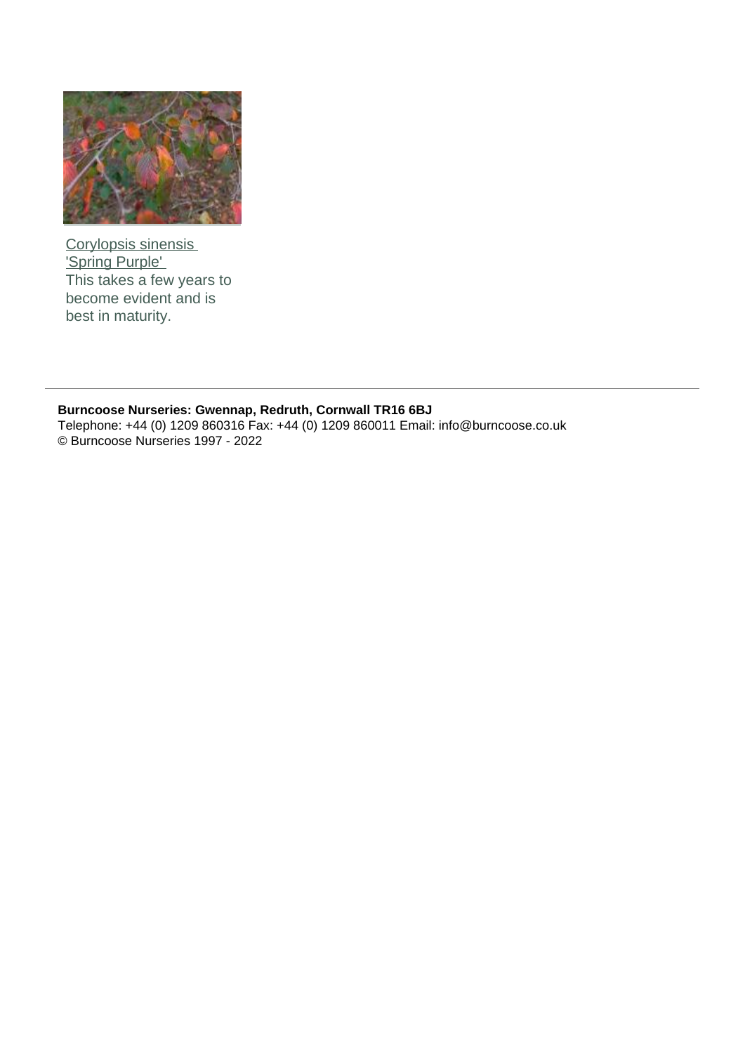Corylopsis sinensis 'Spring Purple'
This takes a few years to become evident and is best in maturity.

---

**Burncoose Nurseries: Gwennap, Redruth, Cornwall TR16 6BJ**
Telephone: +44 (0) 1209 860316 Fax: +44 (0) 1209 860011 Email: info@burncoose.co.uk
© Burncoose Nurseries 1997 - 2022